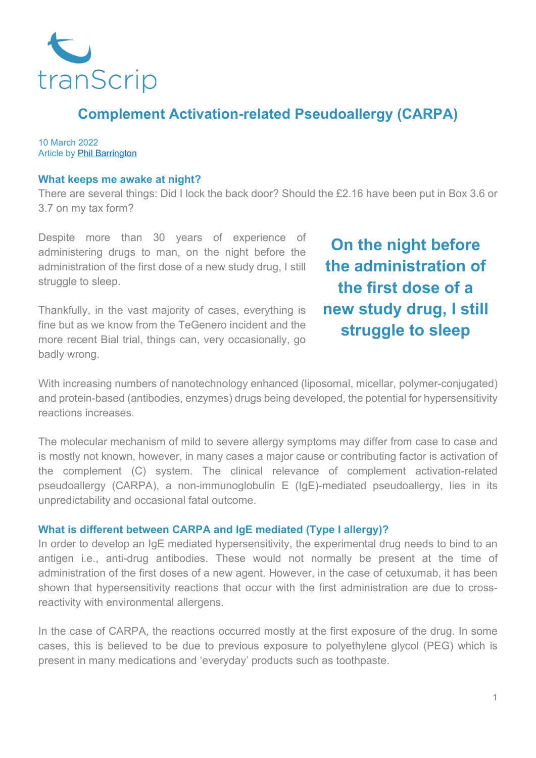tranScrip

# Complement Activation-related Pseudoallergy (CARPA)

10 March 2022
Article by Phil Barrington

## What keeps me awake at night?

There are several things: Did I lock the back door? Should the £2.16 have been put in Box 3.6 or 3.7 on my tax form?

Despite more than 30 years of experience of administering drugs to man, on the night before the administration of the first dose of a new study drug, I still struggle to sleep.

Thankfully, in the vast majority of cases, everything is fine but as we know from the TeGenero incident and the more recent Bial trial, things can, very occasionally, go badly wrong.

> **On the night before the administration of the first dose of a new study drug, I still struggle to sleep**

With increasing numbers of nanotechnology enhanced (liposomal, micellar, polymer-conjugated) and protein-based (antibodies, enzymes) drugs being developed, the potential for hypersensitivity reactions increases.

The molecular mechanism of mild to severe allergy symptoms may differ from case to case and is mostly not known, however, in many cases a major cause or contributing factor is activation of the complement (C) system. The clinical relevance of complement activation-related pseudoallergy (CARPA), a non-immunoglobulin E (IgE)-mediated pseudoallergy, lies in its unpredictability and occasional fatal outcome.

## What is different between CARPA and IgE mediated (Type I allergy)?

In order to develop an IgE mediated hypersensitivity, the experimental drug needs to bind to an antigen i.e., anti-drug antibodies. These would not normally be present at the time of administration of the first doses of a new agent. However, in the case of cetuxumab, it has been shown that hypersensitivity reactions that occur with the first administration are due to cross-reactivity with environmental allergens.

In the case of CARPA, the reactions occurred mostly at the first exposure of the drug. In some cases, this is believed to be due to previous exposure to polyethylene glycol (PEG) which is present in many medications and 'everyday' products such as toothpaste.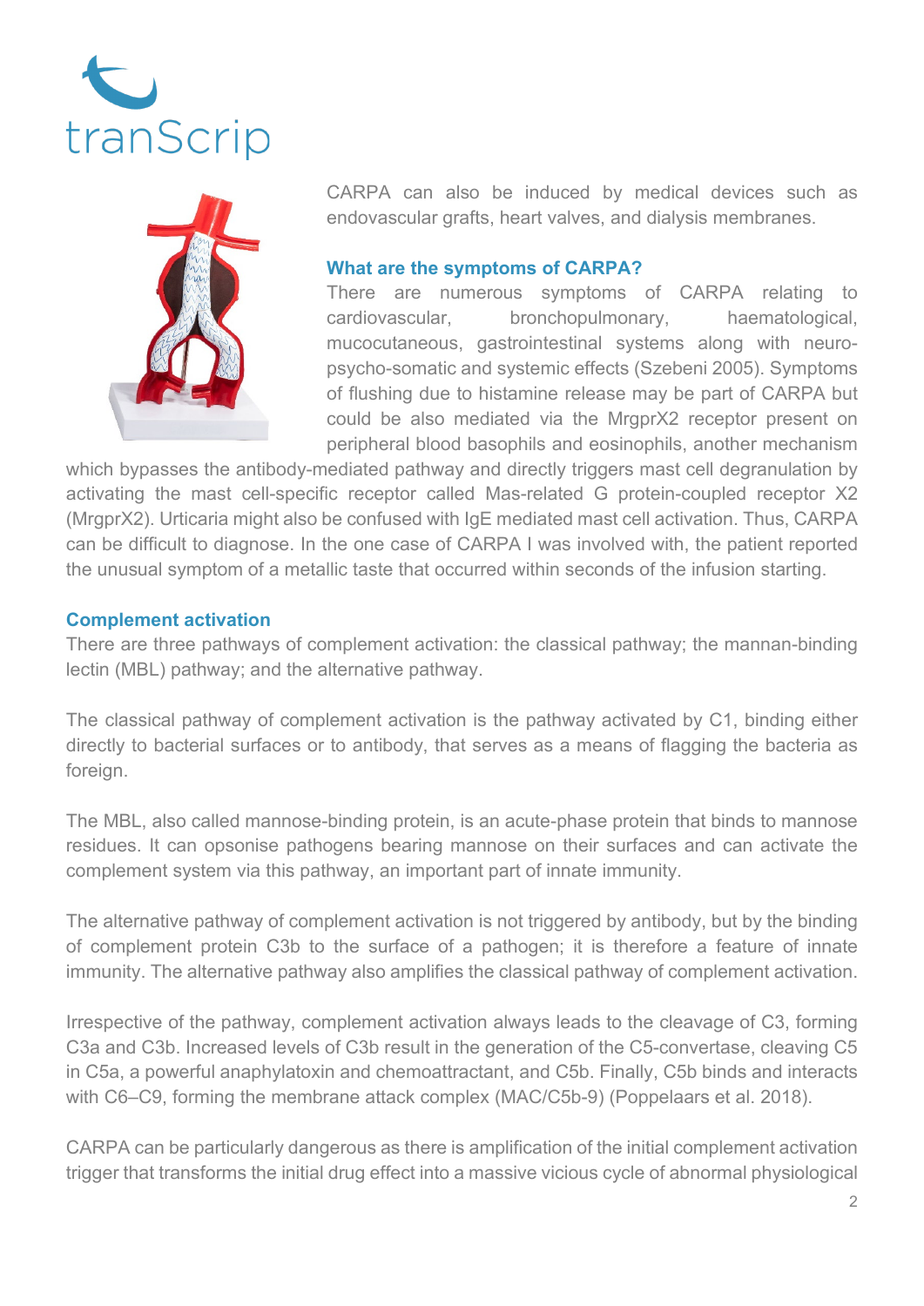CARPA can also be induced by medical devices such as endovascular grafts, heart valves, and dialysis membranes.

### What are the symptoms of CARPA?

There are numerous symptoms of CARPA relating to cardiovascular, bronchopulmonary, haematological, mucocutaneous, gastrointestinal systems along with neuro-psycho-somatic and systemic effects (Szebeni 2005). Symptoms of flushing due to histamine release may be part of CARPA but could be also mediated via the MrgprX2 receptor present on peripheral blood basophils and eosinophils, another mechanism which bypasses the antibody-mediated pathway and directly triggers mast cell degranulation by activating the mast cell-specific receptor called Mas-related G protein-coupled receptor X2 (MrgprX2). Urticaria might also be confused with IgE mediated mast cell activation. Thus, CARPA can be difficult to diagnose. In the one case of CARPA I was involved with, the patient reported the unusual symptom of a metallic taste that occurred within seconds of the infusion starting.

### Complement activation

There are three pathways of complement activation: the classical pathway; the mannan-binding lectin (MBL) pathway; and the alternative pathway.

The classical pathway of complement activation is the pathway activated by C1, binding either directly to bacterial surfaces or to antibody, that serves as a means of flagging the bacteria as foreign.

The MBL, also called mannose-binding protein, is an acute-phase protein that binds to mannose residues. It can opsonise pathogens bearing mannose on their surfaces and can activate the complement system via this pathway, an important part of innate immunity.

The alternative pathway of complement activation is not triggered by antibody, but by the binding of complement protein C3b to the surface of a pathogen; it is therefore a feature of innate immunity. The alternative pathway also amplifies the classical pathway of complement activation.

Irrespective of the pathway, complement activation always leads to the cleavage of C3, forming C3a and C3b. Increased levels of C3b result in the generation of the C5-convertase, cleaving C5 in C5a, a powerful anaphylatoxin and chemoattractant, and C5b. Finally, C5b binds and interacts with C6–C9, forming the membrane attack complex (MAC/C5b-9) (Poppelaars et al. 2018).

CARPA can be particularly dangerous as there is amplification of the initial complement activation trigger that transforms the initial drug effect into a massive vicious cycle of abnormal physiological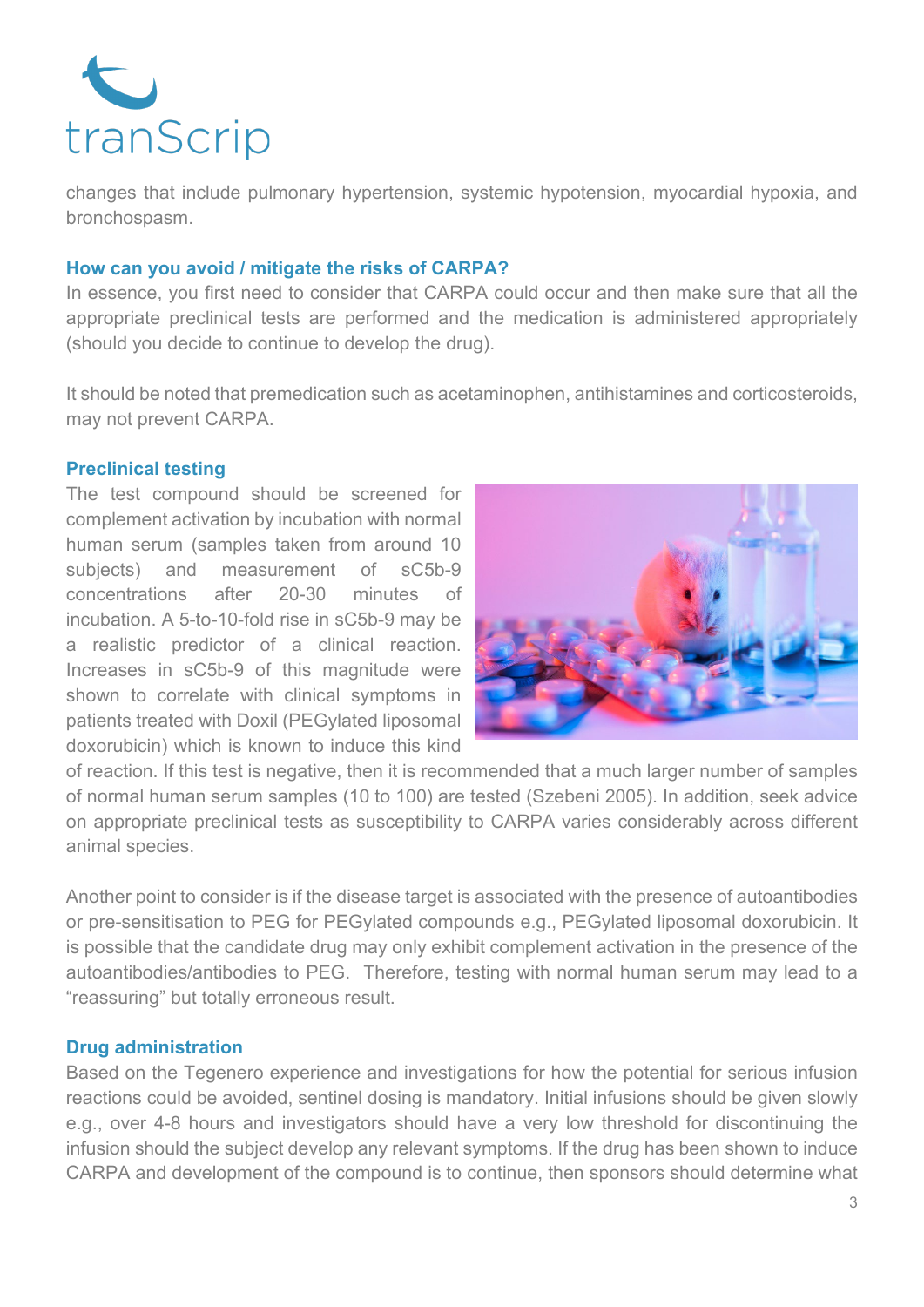changes that include pulmonary hypertension, systemic hypotension, myocardial hypoxia, and bronchospasm.

### How can you avoid / mitigate the risks of CARPA?

In essence, you first need to consider that CARPA could occur and then make sure that all the appropriate preclinical tests are performed and the medication is administered appropriately (should you decide to continue to develop the drug).

It should be noted that premedication such as acetaminophen, antihistamines and corticosteroids, may not prevent CARPA.

### Preclinical testing

The test compound should be screened for complement activation by incubation with normal human serum (samples taken from around 10 subjects) and measurement of sC5b-9 concentrations after 20-30 minutes of incubation. A 5-to-10-fold rise in sC5b-9 may be a realistic predictor of a clinical reaction. Increases in sC5b-9 of this magnitude were shown to correlate with clinical symptoms in patients treated with Doxil (PEGylated liposomal doxorubicin) which is known to induce this kind of reaction. If this test is negative, then it is recommended that a much larger number of samples of normal human serum samples (10 to 100) are tested (Szebeni 2005). In addition, seek advice on appropriate preclinical tests as susceptibility to CARPA varies considerably across different animal species.

Another point to consider is if the disease target is associated with the presence of autoantibodies or pre-sensitisation to PEG for PEGylated compounds e.g., PEGylated liposomal doxorubicin. It is possible that the candidate drug may only exhibit complement activation in the presence of the autoantibodies/antibodies to PEG. Therefore, testing with normal human serum may lead to a "reassuring" but totally erroneous result.

### Drug administration

Based on the Tegenero experience and investigations for how the potential for serious infusion reactions could be avoided, sentinel dosing is mandatory. Initial infusions should be given slowly e.g., over 4-8 hours and investigators should have a very low threshold for discontinuing the infusion should the subject develop any relevant symptoms. If the drug has been shown to induce CARPA and development of the compound is to continue, then sponsors should determine what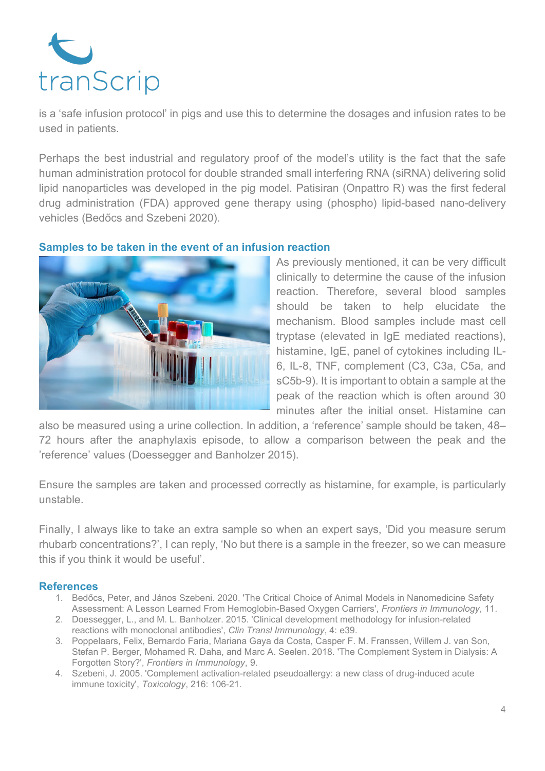is a 'safe infusion protocol' in pigs and use this to determine the dosages and infusion rates to be used in patients.

Perhaps the best industrial and regulatory proof of the model's utility is the fact that the safe human administration protocol for double stranded small interfering RNA (siRNA) delivering solid lipid nanoparticles was developed in the pig model. Patisiran (Onpattro R) was the first federal drug administration (FDA) approved gene therapy using (phospho) lipid-based nano-delivery vehicles (Bedőcs and Szebeni 2020).

## Samples to be taken in the event of an infusion reaction

As previously mentioned, it can be very difficult clinically to determine the cause of the infusion reaction. Therefore, several blood samples should be taken to help elucidate the mechanism. Blood samples include mast cell tryptase (elevated in IgE mediated reactions), histamine, IgE, panel of cytokines including IL-6, IL-8, TNF, complement (C3, C3a, C5a, and sC5b-9). It is important to obtain a sample at the peak of the reaction which is often around 30 minutes after the initial onset. Histamine can also be measured using a urine collection. In addition, a 'reference' sample should be taken, 48–72 hours after the anaphylaxis episode, to allow a comparison between the peak and the 'reference' values (Doessegger and Banholzer 2015).

Ensure the samples are taken and processed correctly as histamine, for example, is particularly unstable.

Finally, I always like to take an extra sample so when an expert says, 'Did you measure serum rhubarb concentrations?', I can reply, 'No but there is a sample in the freezer, so we can measure this if you think it would be useful'.

## References

1. Bedőcs, Peter, and János Szebeni. 2020. 'The Critical Choice of Animal Models in Nanomedicine Safety Assessment: A Lesson Learned From Hemoglobin-Based Oxygen Carriers', *Frontiers in Immunology*, 11.
2. Doessegger, L., and M. L. Banholzer. 2015. 'Clinical development methodology for infusion-related reactions with monoclonal antibodies', *Clin Transl Immunology*, 4: e39.
3. Poppelaars, Felix, Bernardo Faria, Mariana Gaya da Costa, Casper F. M. Franssen, Willem J. van Son, Stefan P. Berger, Mohamed R. Daha, and Marc A. Seelen. 2018. 'The Complement System in Dialysis: A Forgotten Story?', *Frontiers in Immunology*, 9.
4. Szebeni, J. 2005. 'Complement activation-related pseudoallergy: a new class of drug-induced acute immune toxicity', *Toxicology*, 216: 106-21.